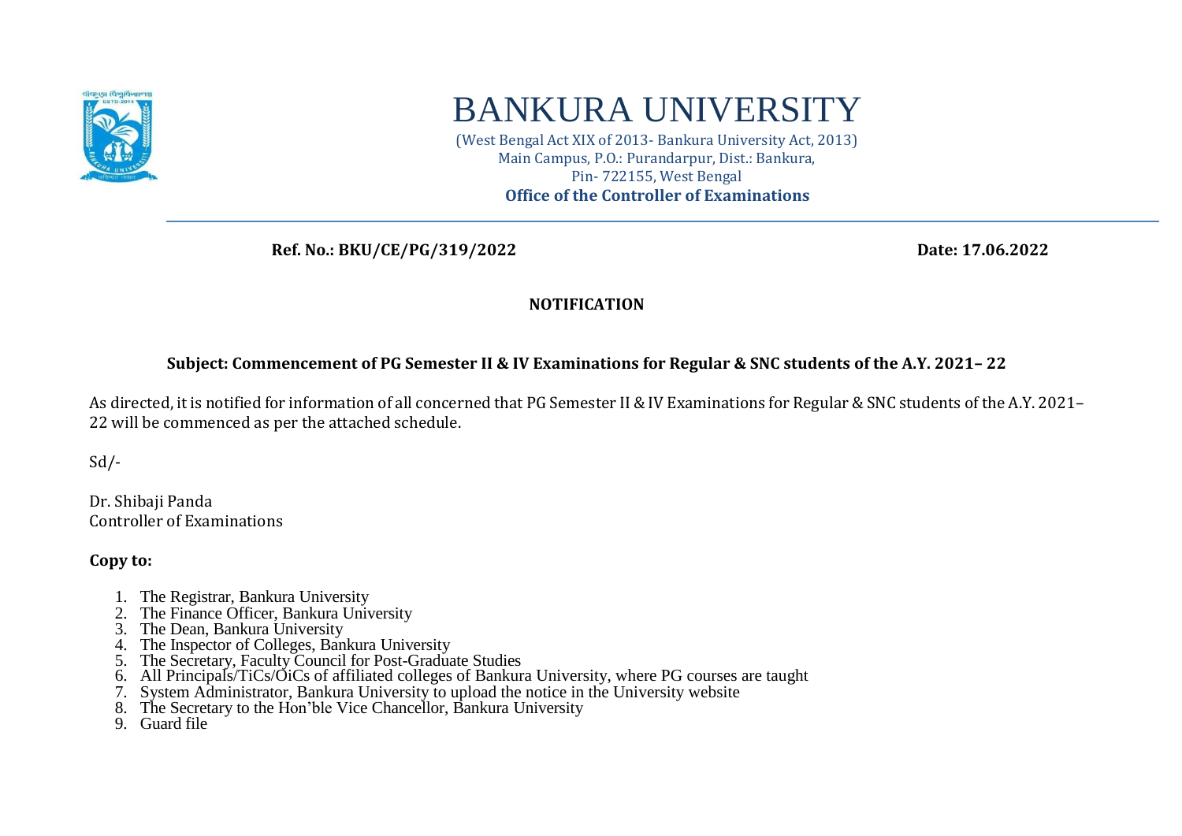# BANKURA UNIVERSITY

(West Bengal Act XIX of 2013- Bankura University Act, 2013)
Main Campus, P.O.: Purandarpur, Dist.: Bankura,
Pin- 722155, West Bengal
**Office of the Controller of Examinations**

**Ref. No.: BKU/CE/PG/319/2022** **Date: 17.06.2022**

**NOTIFICATION**

**Subject: Commencement of PG Semester II & IV Examinations for Regular & SNC students of the A.Y. 2021– 22**

As directed, it is notified for information of all concerned that PG Semester II & IV Examinations for Regular & SNC students of the A.Y. 2021–22 will be commenced as per the attached schedule.

Sd/-

Dr. Shibaji Panda
Controller of Examinations

**Copy to:**

1. The Registrar, Bankura University
2. The Finance Officer, Bankura University
3. The Dean, Bankura University
4. The Inspector of Colleges, Bankura University
5. The Secretary, Faculty Council for Post-Graduate Studies
6. All Principals/TiCs/OiCs of affiliated colleges of Bankura University, where PG courses are taught
7. System Administrator, Bankura University to upload the notice in the University website
8. The Secretary to the Hon'ble Vice Chancellor, Bankura University
9. Guard file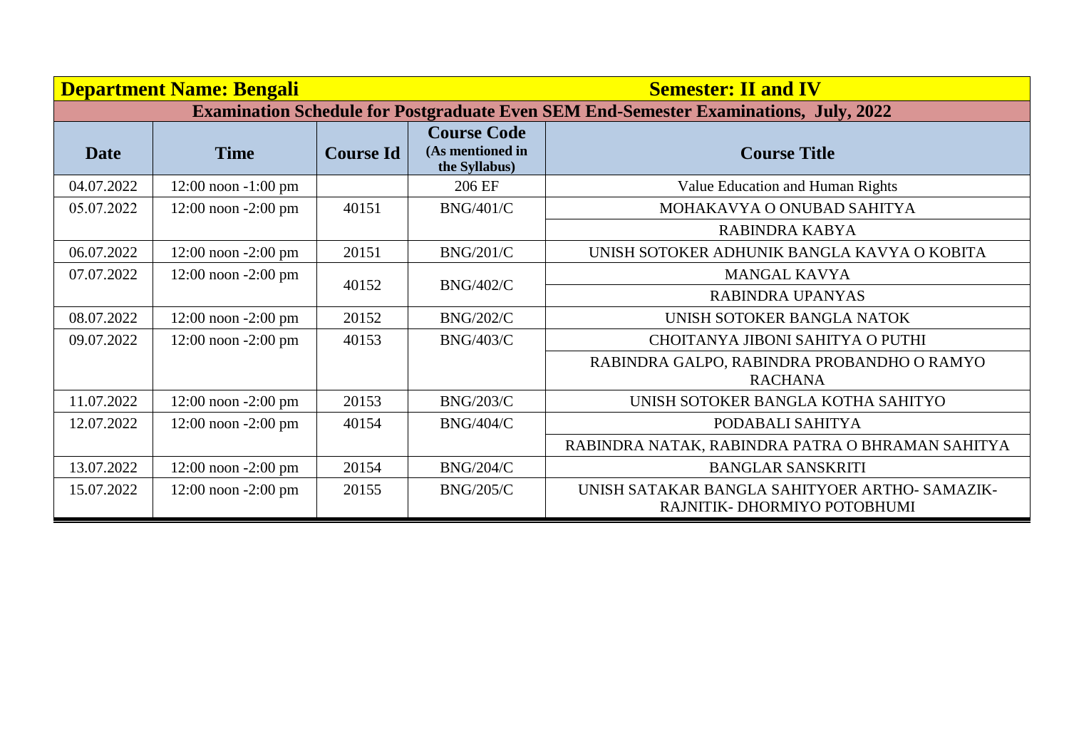| Department Name: Bengali | | | Semester: II and IV | |
|---|---|---|---|---|
| **Examination Schedule for Postgraduate Even SEM End-Semester Examinations, July, 2022** | | | | |
| **Date** | **Time** | **Course Id** | **Course Code (As mentioned in the Syllabus)** | **Course Title** |
| 04.07.2022 | 12:00 noon -1:00 pm | | 206 EF | Value Education and Human Rights |
| 05.07.2022 | 12:00 noon -2:00 pm | 40151 | BNG/401/C | MOHAKAVYA O ONUBAD SAHITYA |
| | | | | RABINDRA KABYA |
| 06.07.2022 | 12:00 noon -2:00 pm | 20151 | BNG/201/C | UNISH SOTOKER ADHUNIK BANGLA KAVYA O KOBITA |
| 07.07.2022 | 12:00 noon -2:00 pm | 40152 | BNG/402/C | MANGAL KAVYA |
| | | | | RABINDRA UPANYAS |
| 08.07.2022 | 12:00 noon -2:00 pm | 20152 | BNG/202/C | UNISH SOTOKER BANGLA NATOK |
| 09.07.2022 | 12:00 noon -2:00 pm | 40153 | BNG/403/C | CHOITANYA JIBONI SAHITYA O PUTHI |
| | | | | RABINDRA GALPO, RABINDRA PROBANDHO O RAMYO RACHANA |
| 11.07.2022 | 12:00 noon -2:00 pm | 20153 | BNG/203/C | UNISH SOTOKER BANGLA KOTHA SAHITYO |
| 12.07.2022 | 12:00 noon -2:00 pm | 40154 | BNG/404/C | PODABALI SAHITYA |
| | | | | RABINDRA NATAK, RABINDRA PATRA O BHRAMAN SAHITYA |
| 13.07.2022 | 12:00 noon -2:00 pm | 20154 | BNG/204/C | BANGLAR SANSKRITI |
| 15.07.2022 | 12:00 noon -2:00 pm | 20155 | BNG/205/C | UNISH SATAKAR BANGLA SAHITYOER ARTHO- SAMAZIK-RAJNITIK- DHORMIYO POTOBHUMI |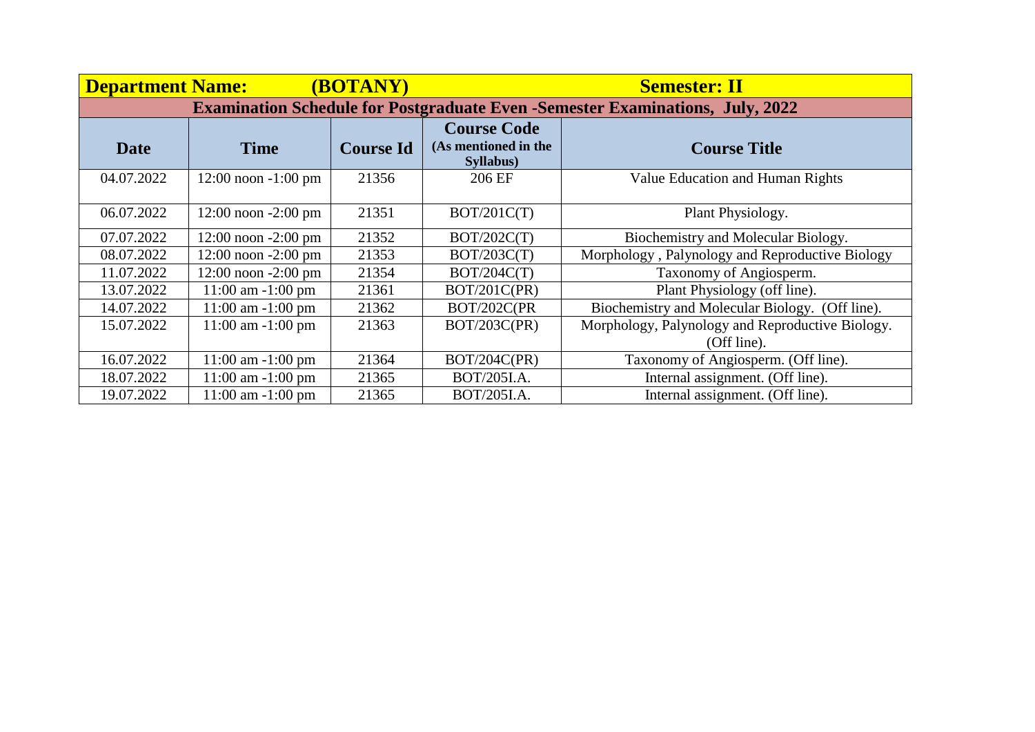| Department Name: (BOTANY) | | | | Semester: II |
|---|---|---|---|---|
| **Examination Schedule for Postgraduate Even -Semester Examinations, July, 2022** | | | | |
| **Date** | **Time** | **Course Id** | **Course Code (As mentioned in the Syllabus)** | **Course Title** |
| 04.07.2022 | 12:00 noon -1:00 pm | 21356 | 206 EF | Value Education and Human Rights |
| 06.07.2022 | 12:00 noon -2:00 pm | 21351 | BOT/201C(T) | Plant Physiology. |
| 07.07.2022 | 12:00 noon -2:00 pm | 21352 | BOT/202C(T) | Biochemistry and Molecular Biology. |
| 08.07.2022 | 12:00 noon -2:00 pm | 21353 | BOT/203C(T) | Morphology , Palynology and Reproductive Biology |
| 11.07.2022 | 12:00 noon -2:00 pm | 21354 | BOT/204C(T) | Taxonomy of Angiosperm. |
| 13.07.2022 | 11:00 am -1:00 pm | 21361 | BOT/201C(PR) | Plant Physiology (off line). |
| 14.07.2022 | 11:00 am -1:00 pm | 21362 | BOT/202C(PR | Biochemistry and Molecular Biology. (Off line). |
| 15.07.2022 | 11:00 am -1:00 pm | 21363 | BOT/203C(PR) | Morphology, Palynology and Reproductive Biology. (Off line). |
| 16.07.2022 | 11:00 am -1:00 pm | 21364 | BOT/204C(PR) | Taxonomy of Angiosperm. (Off line). |
| 18.07.2022 | 11:00 am -1:00 pm | 21365 | BOT/205I.A. | Internal assignment. (Off line). |
| 19.07.2022 | 11:00 am -1:00 pm | 21365 | BOT/205I.A. | Internal assignment. (Off line). |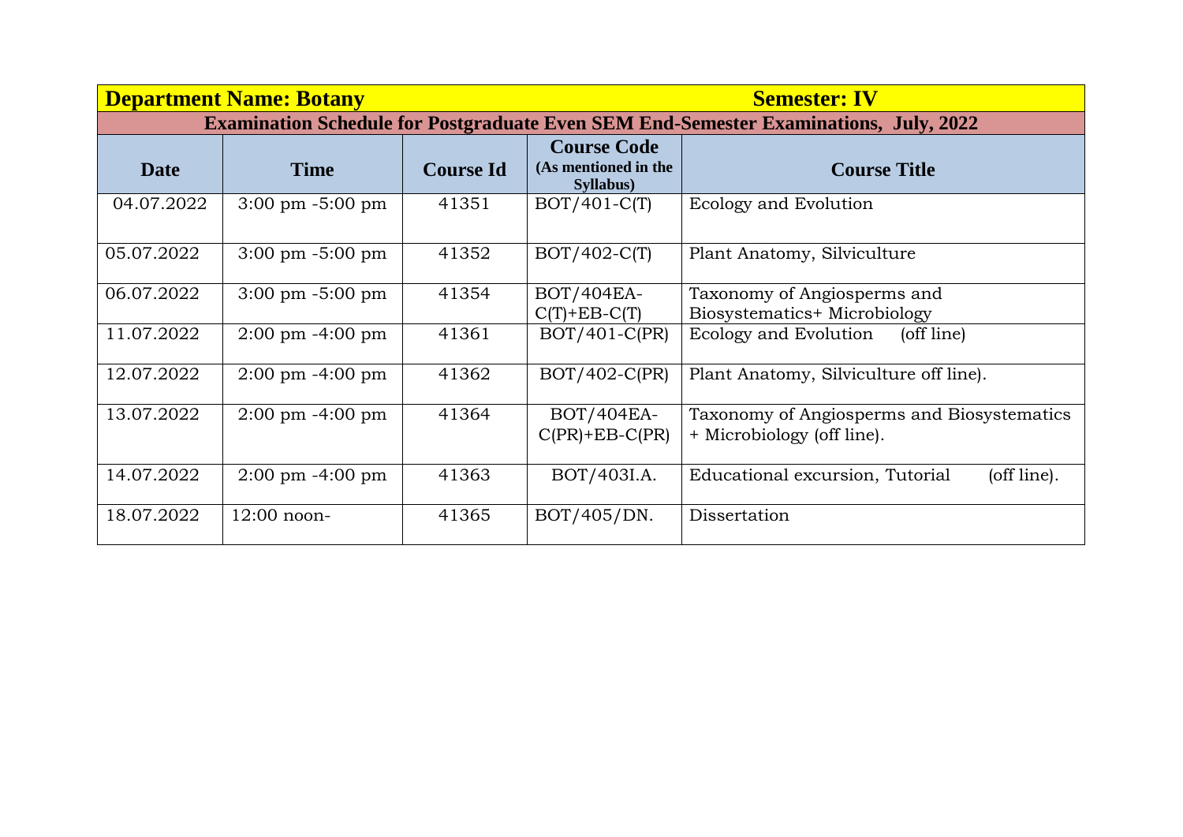| Department Name: Botany | | | Semester: IV | |
|---|---|---|---|---|
| Examination Schedule for Postgraduate Even SEM End-Semester Examinations, July, 2022 | | | | |
| **Date** | **Time** | **Course Id** | **Course Code** (As mentioned in the Syllabus) | **Course Title** |
| 04.07.2022 | 3:00 pm -5:00 pm | 41351 | BOT/401-C(T) | Ecology and Evolution |
| 05.07.2022 | 3:00 pm -5:00 pm | 41352 | BOT/402-C(T) | Plant Anatomy, Silviculture |
| 06.07.2022 | 3:00 pm -5:00 pm | 41354 | BOT/404EA-C(T)+EB-C(T) | Taxonomy of Angiosperms and Biosystematics+ Microbiology |
| 11.07.2022 | 2:00 pm -4:00 pm | 41361 | BOT/401-C(PR) | Ecology and Evolution (off line) |
| 12.07.2022 | 2:00 pm -4:00 pm | 41362 | BOT/402-C(PR) | Plant Anatomy, Silviculture off line). |
| 13.07.2022 | 2:00 pm -4:00 pm | 41364 | BOT/404EA-C(PR)+EB-C(PR) | Taxonomy of Angiosperms and Biosystematics + Microbiology (off line). |
| 14.07.2022 | 2:00 pm -4:00 pm | 41363 | BOT/403I.A. | Educational excursion, Tutorial (off line). |
| 18.07.2022 | 12:00 noon- | 41365 | BOT/405/DN. | Dissertation |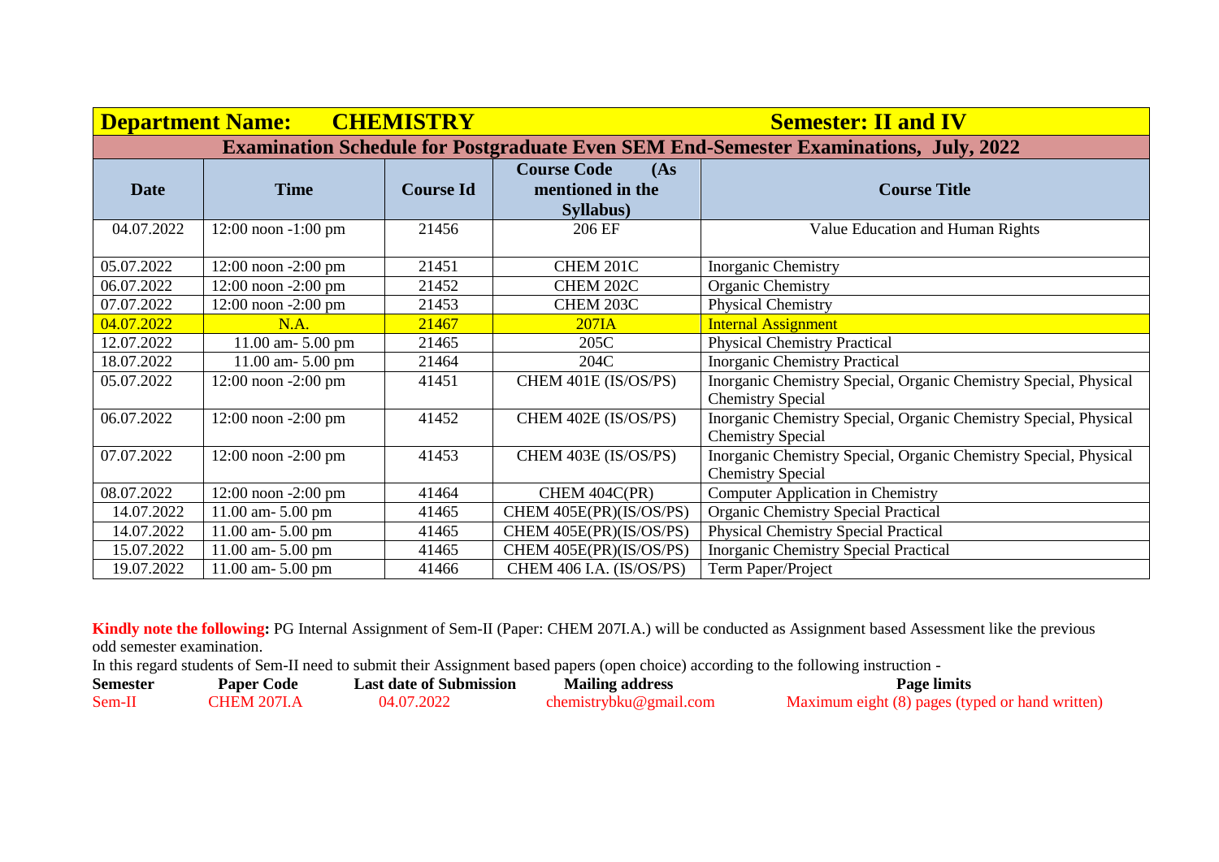| **Department Name: CHEMISTRY** | | | | **Semester: II and IV** |
|---|---|---|---|---|
| **Examination Schedule for Postgraduate Even SEM End-Semester Examinations, July, 2022** | | | | |
| **Date** | **Time** | **Course Id** | **Course Code (As mentioned in the Syllabus)** | **Course Title** |
| 04.07.2022 | 12:00 noon -1:00 pm | 21456 | 206 EF | Value Education and Human Rights |
| 05.07.2022 | 12:00 noon -2:00 pm | 21451 | CHEM 201C | Inorganic Chemistry |
| 06.07.2022 | 12:00 noon -2:00 pm | 21452 | CHEM 202C | Organic Chemistry |
| 07.07.2022 | 12:00 noon -2:00 pm | 21453 | CHEM 203C | Physical Chemistry |
| 04.07.2022 | N.A. | 21467 | 207IA | Internal Assignment |
| 12.07.2022 | 11.00 am- 5.00 pm | 21465 | 205C | Physical Chemistry Practical |
| 18.07.2022 | 11.00 am- 5.00 pm | 21464 | 204C | Inorganic Chemistry Practical |
| 05.07.2022 | 12:00 noon -2:00 pm | 41451 | CHEM 401E (IS/OS/PS) | Inorganic Chemistry Special, Organic Chemistry Special, Physical Chemistry Special |
| 06.07.2022 | 12:00 noon -2:00 pm | 41452 | CHEM 402E (IS/OS/PS) | Inorganic Chemistry Special, Organic Chemistry Special, Physical Chemistry Special |
| 07.07.2022 | 12:00 noon -2:00 pm | 41453 | CHEM 403E (IS/OS/PS) | Inorganic Chemistry Special, Organic Chemistry Special, Physical Chemistry Special |
| 08.07.2022 | 12:00 noon -2:00 pm | 41464 | CHEM 404C(PR) | Computer Application in Chemistry |
| 14.07.2022 | 11.00 am- 5.00 pm | 41465 | CHEM 405E(PR)(IS/OS/PS) | Organic Chemistry Special Practical |
| 14.07.2022 | 11.00 am- 5.00 pm | 41465 | CHEM 405E(PR)(IS/OS/PS) | Physical Chemistry Special Practical |
| 15.07.2022 | 11.00 am- 5.00 pm | 41465 | CHEM 405E(PR)(IS/OS/PS) | Inorganic Chemistry Special Practical |
| 19.07.2022 | 11.00 am- 5.00 pm | 41466 | CHEM 406 I.A. (IS/OS/PS) | Term Paper/Project |

**Kindly note the following:** PG Internal Assignment of Sem-II (Paper: CHEM 207I.A.) will be conducted as Assignment based Assessment like the previous odd semester examination.

In this regard students of Sem-II need to submit their Assignment based papers (open choice) according to the following instruction -

| **Semester** | **Paper Code** | **Last date of Submission** | **Mailing address** | **Page limits** |
|---|---|---|---|---|
| Sem-II | CHEM 207I.A | 04.07.2022 | chemistrybku@gmail.com | Maximum eight (8) pages (typed or hand written) |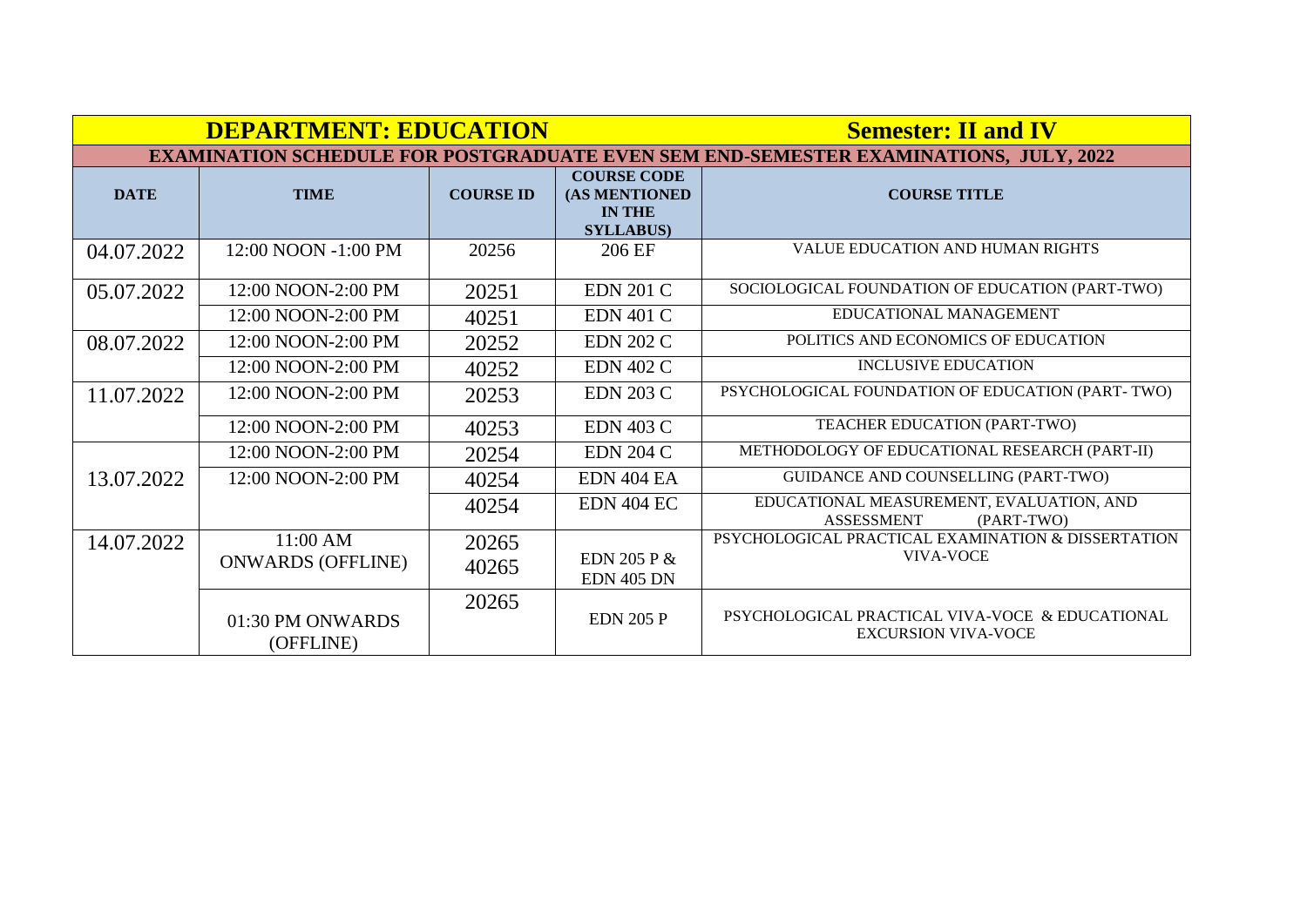| DEPARTMENT: EDUCATION | | | Semester: II and IV | |
|---|---|---|---|---|
| EXAMINATION SCHEDULE FOR POSTGRADUATE EVEN SEM END-SEMESTER EXAMINATIONS, JULY, 2022 | | | | |
| **DATE** | **TIME** | **COURSE ID** | **COURSE CODE (AS MENTIONED IN THE SYLLABUS)** | **COURSE TITLE** |
| 04.07.2022 | 12:00 NOON -1:00 PM | 20256 | 206 EF | VALUE EDUCATION AND HUMAN RIGHTS |
| 05.07.2022 | 12:00 NOON-2:00 PM | 20251 | EDN 201 C | SOCIOLOGICAL FOUNDATION OF EDUCATION (PART-TWO) |
| | 12:00 NOON-2:00 PM | 40251 | EDN 401 C | EDUCATIONAL MANAGEMENT |
| 08.07.2022 | 12:00 NOON-2:00 PM | 20252 | EDN 202 C | POLITICS AND ECONOMICS OF EDUCATION |
| | 12:00 NOON-2:00 PM | 40252 | EDN 402 C | INCLUSIVE EDUCATION |
| 11.07.2022 | 12:00 NOON-2:00 PM | 20253 | EDN 203 C | PSYCHOLOGICAL FOUNDATION OF EDUCATION (PART- TWO) |
| | 12:00 NOON-2:00 PM | 40253 | EDN 403 C | TEACHER EDUCATION (PART-TWO) |
| 13.07.2022 | 12:00 NOON-2:00 PM | 20254 | EDN 204 C | METHODOLOGY OF EDUCATIONAL RESEARCH (PART-II) |
| | 12:00 NOON-2:00 PM | 40254 | EDN 404 EA | GUIDANCE AND COUNSELLING (PART-TWO) |
| | | 40254 | EDN 404 EC | EDUCATIONAL MEASUREMENT, EVALUATION, AND ASSESSMENT (PART-TWO) |
| 14.07.2022 | 11:00 AM ONWARDS (OFFLINE) | 20265 40265 | EDN 205 P & EDN 405 DN | PSYCHOLOGICAL PRACTICAL EXAMINATION & DISSERTATION VIVA-VOCE |
| | 01:30 PM ONWARDS (OFFLINE) | 20265 | EDN 205 P | PSYCHOLOGICAL PRACTICAL VIVA-VOCE & EDUCATIONAL EXCURSION VIVA-VOCE |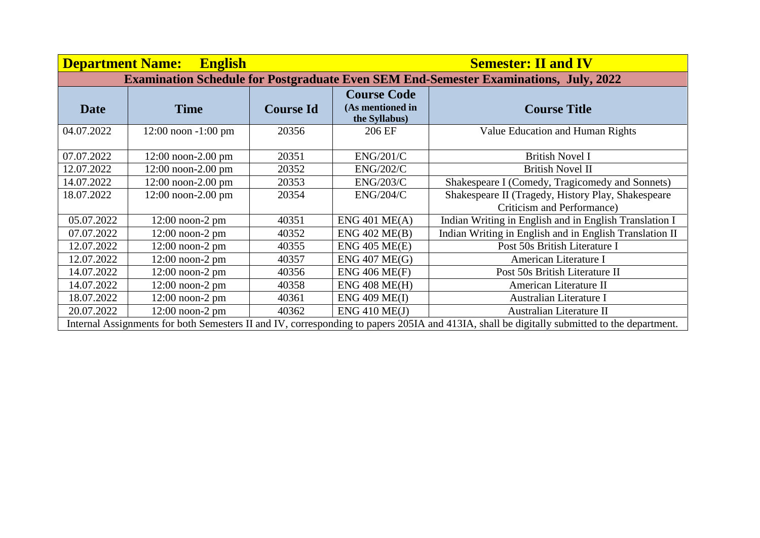**Department Name: English** | **Semester: II and IV**

**Examination Schedule for Postgraduate Even SEM End-Semester Examinations, July, 2022**

| Date | Time | Course Id | Course Code (As mentioned in the Syllabus) | Course Title |
|---|---|---|---|---|
| 04.07.2022 | 12:00 noon -1:00 pm | 20356 | 206 EF | Value Education and Human Rights |
| 07.07.2022 | 12:00 noon-2.00 pm | 20351 | ENG/201/C | British Novel I |
| 12.07.2022 | 12:00 noon-2.00 pm | 20352 | ENG/202/C | British Novel II |
| 14.07.2022 | 12:00 noon-2.00 pm | 20353 | ENG/203/C | Shakespeare I (Comedy, Tragicomedy and Sonnets) |
| 18.07.2022 | 12:00 noon-2.00 pm | 20354 | ENG/204/C | Shakespeare II (Tragedy, History Play, Shakespeare Criticism and Performance) |
| 05.07.2022 | 12:00 noon-2 pm | 40351 | ENG 401 ME(A) | Indian Writing in English and in English Translation I |
| 07.07.2022 | 12:00 noon-2 pm | 40352 | ENG 402 ME(B) | Indian Writing in English and in English Translation II |
| 12.07.2022 | 12:00 noon-2 pm | 40355 | ENG 405 ME(E) | Post 50s British Literature I |
| 12.07.2022 | 12:00 noon-2 pm | 40357 | ENG 407 ME(G) | American Literature I |
| 14.07.2022 | 12:00 noon-2 pm | 40356 | ENG 406 ME(F) | Post 50s British Literature II |
| 14.07.2022 | 12:00 noon-2 pm | 40358 | ENG 408 ME(H) | American Literature II |
| 18.07.2022 | 12:00 noon-2 pm | 40361 | ENG 409 ME(I) | Australian Literature I |
| 20.07.2022 | 12:00 noon-2 pm | 40362 | ENG 410 ME(J) | Australian Literature II |

Internal Assignments for both Semesters II and IV, corresponding to papers 205IA and 413IA, shall be digitally submitted to the department.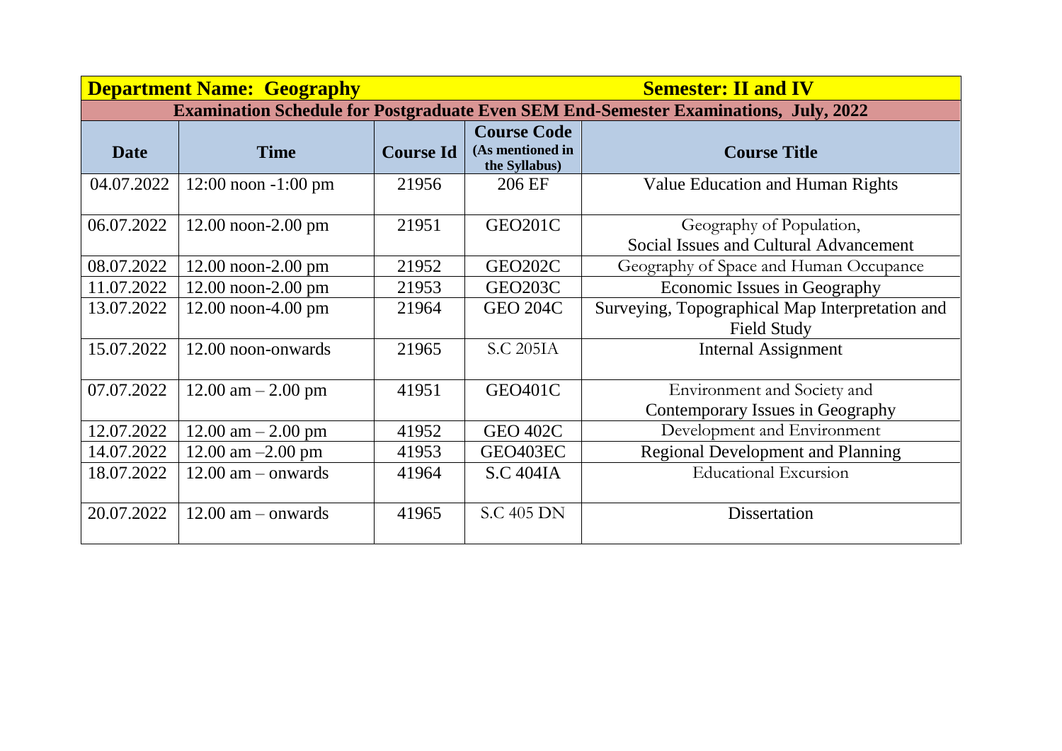| **Department Name: Geography** | | | **Semester: II and IV** | |
|---|---|---|---|---|
| **Examination Schedule for Postgraduate Even SEM End-Semester Examinations, July, 2022** | | | | |
| **Date** | **Time** | **Course Id** | **Course Code (As mentioned in the Syllabus)** | **Course Title** |
| 04.07.2022 | 12:00 noon -1:00 pm | 21956 | 206 EF | Value Education and Human Rights |
| 06.07.2022 | 12.00 noon-2.00 pm | 21951 | GEO201C | Geography of Population, Social Issues and Cultural Advancement |
| 08.07.2022 | 12.00 noon-2.00 pm | 21952 | GEO202C | Geography of Space and Human Occupance |
| 11.07.2022 | 12.00 noon-2.00 pm | 21953 | GEO203C | Economic Issues in Geography |
| 13.07.2022 | 12.00 noon-4.00 pm | 21964 | GEO 204C | Surveying, Topographical Map Interpretation and Field Study |
| 15.07.2022 | 12.00 noon-onwards | 21965 | S.C 205IA | Internal Assignment |
| 07.07.2022 | 12.00 am – 2.00 pm | 41951 | GEO401C | Environment and Society and Contemporary Issues in Geography |
| 12.07.2022 | 12.00 am – 2.00 pm | 41952 | GEO 402C | Development and Environment |
| 14.07.2022 | 12.00 am –2.00 pm | 41953 | GEO403EC | Regional Development and Planning |
| 18.07.2022 | 12.00 am – onwards | 41964 | S.C 404IA | Educational Excursion |
| 20.07.2022 | 12.00 am – onwards | 41965 | S.C 405 DN | Dissertation |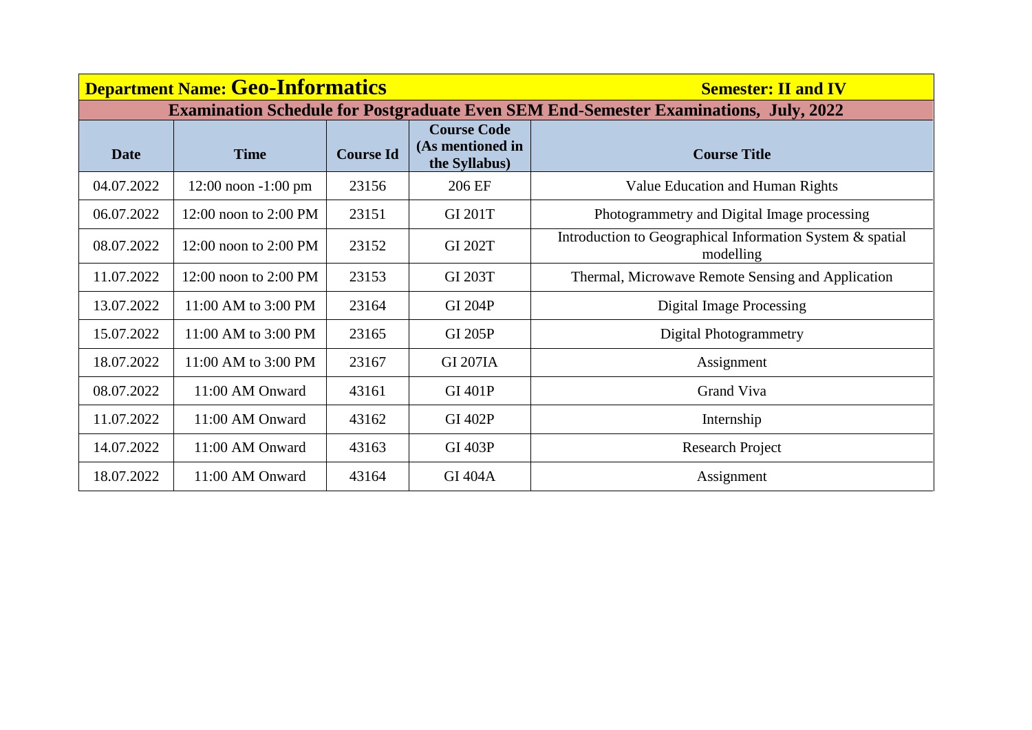**Department Name: Geo-Informatics** **Semester: II and IV**

**Examination Schedule for Postgraduate Even SEM End-Semester Examinations, July, 2022**

| Date | Time | Course Id | Course Code (As mentioned in the Syllabus) | Course Title |
|---|---|---|---|---|
| 04.07.2022 | 12:00 noon -1:00 pm | 23156 | 206 EF | Value Education and Human Rights |
| 06.07.2022 | 12:00 noon to 2:00 PM | 23151 | GI 201T | Photogrammetry and Digital Image processing |
| 08.07.2022 | 12:00 noon to 2:00 PM | 23152 | GI 202T | Introduction to Geographical Information System & spatial modelling |
| 11.07.2022 | 12:00 noon to 2:00 PM | 23153 | GI 203T | Thermal, Microwave Remote Sensing and Application |
| 13.07.2022 | 11:00 AM to 3:00 PM | 23164 | GI 204P | Digital Image Processing |
| 15.07.2022 | 11:00 AM to 3:00 PM | 23165 | GI 205P | Digital Photogrammetry |
| 18.07.2022 | 11:00 AM to 3:00 PM | 23167 | GI 207IA | Assignment |
| 08.07.2022 | 11:00 AM Onward | 43161 | GI 401P | Grand Viva |
| 11.07.2022 | 11:00 AM Onward | 43162 | GI 402P | Internship |
| 14.07.2022 | 11:00 AM Onward | 43163 | GI 403P | Research Project |
| 18.07.2022 | 11:00 AM Onward | 43164 | GI 404A | Assignment |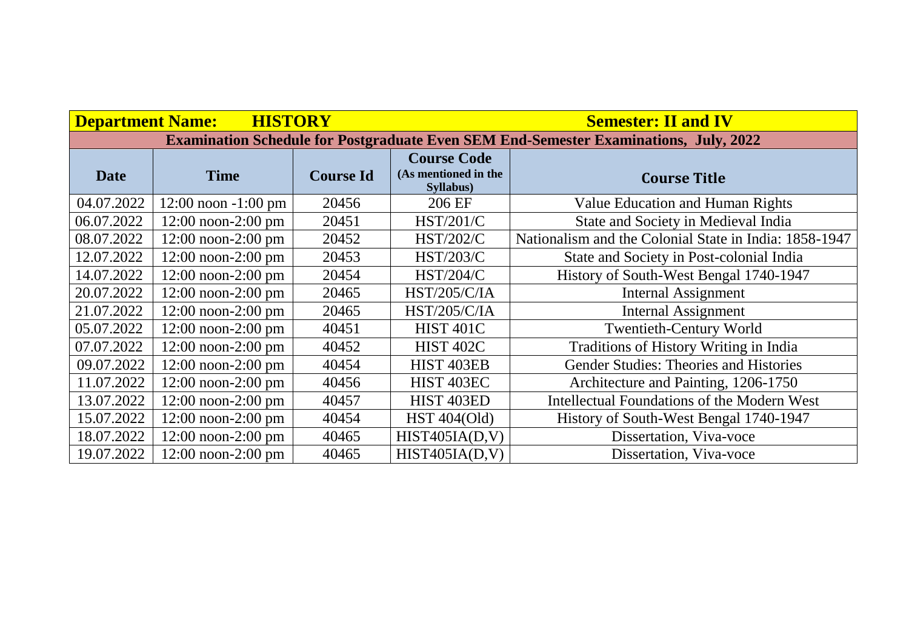| **Department Name: HISTORY** | | | **Semester: II and IV** | |
|---|---|---|---|---|
| **Examination Schedule for Postgraduate Even SEM End-Semester Examinations, July, 2022** | | | | |
| **Date** | **Time** | **Course Id** | **Course Code (As mentioned in the Syllabus)** | **Course Title** |
| 04.07.2022 | 12:00 noon -1:00 pm | 20456 | 206 EF | Value Education and Human Rights |
| 06.07.2022 | 12:00 noon-2:00 pm | 20451 | HST/201/C | State and Society in Medieval India |
| 08.07.2022 | 12:00 noon-2:00 pm | 20452 | HST/202/C | Nationalism and the Colonial State in India: 1858-1947 |
| 12.07.2022 | 12:00 noon-2:00 pm | 20453 | HST/203/C | State and Society in Post-colonial India |
| 14.07.2022 | 12:00 noon-2:00 pm | 20454 | HST/204/C | History of South-West Bengal 1740-1947 |
| 20.07.2022 | 12:00 noon-2:00 pm | 20465 | HST/205/C/IA | Internal Assignment |
| 21.07.2022 | 12:00 noon-2:00 pm | 20465 | HST/205/C/IA | Internal Assignment |
| 05.07.2022 | 12:00 noon-2:00 pm | 40451 | HIST 401C | Twentieth-Century World |
| 07.07.2022 | 12:00 noon-2:00 pm | 40452 | HIST 402C | Traditions of History Writing in India |
| 09.07.2022 | 12:00 noon-2:00 pm | 40454 | HIST 403EB | Gender Studies: Theories and Histories |
| 11.07.2022 | 12:00 noon-2:00 pm | 40456 | HIST 403EC | Architecture and Painting, 1206-1750 |
| 13.07.2022 | 12:00 noon-2:00 pm | 40457 | HIST 403ED | Intellectual Foundations of the Modern West |
| 15.07.2022 | 12:00 noon-2:00 pm | 40454 | HST 404(Old) | History of South-West Bengal 1740-1947 |
| 18.07.2022 | 12:00 noon-2:00 pm | 40465 | HIST405IA(D,V) | Dissertation, Viva-voce |
| 19.07.2022 | 12:00 noon-2:00 pm | 40465 | HIST405IA(D,V) | Dissertation, Viva-voce |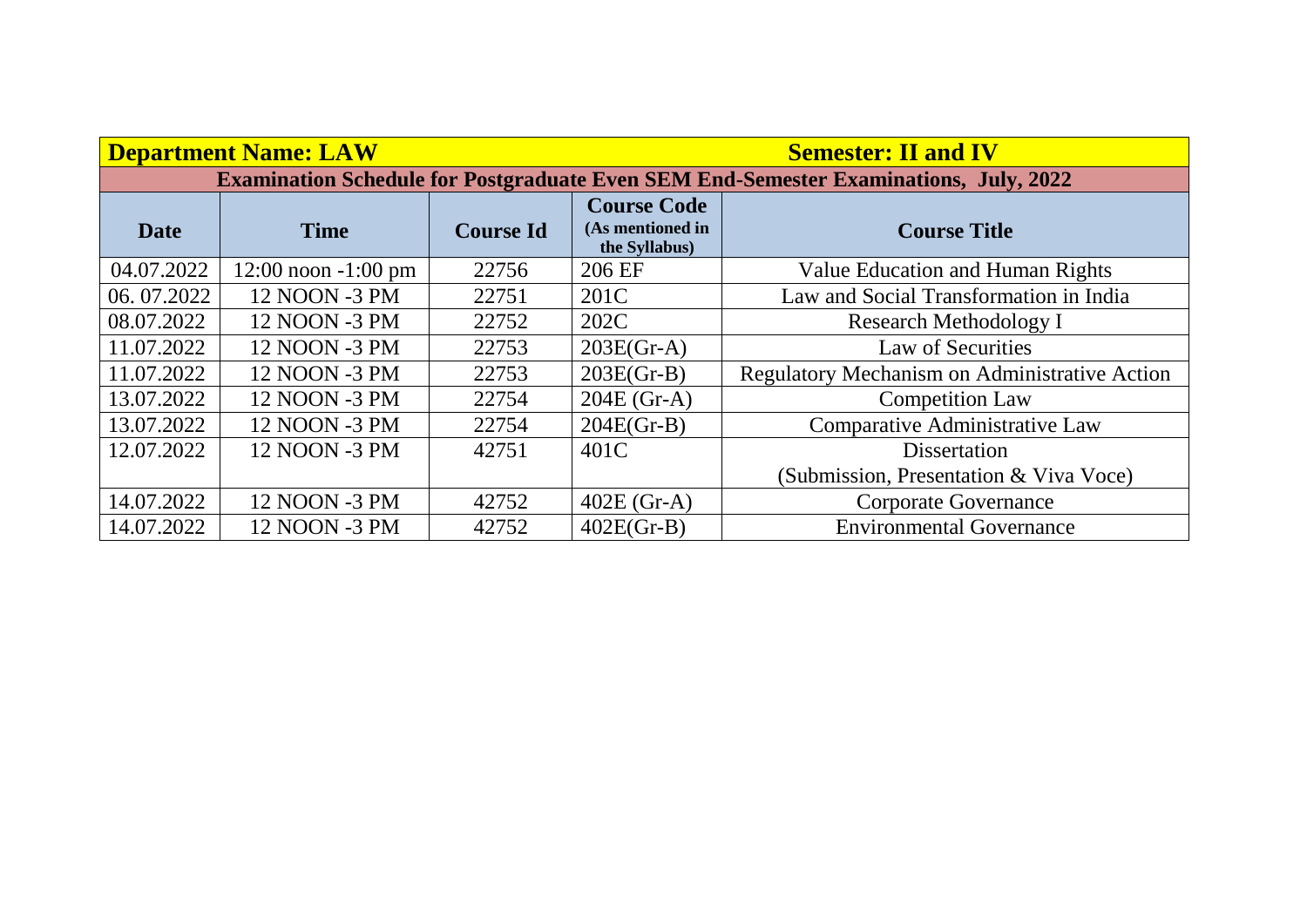| Department Name: LAW | | | Semester: II and IV | |
|---|---|---|---|---|
| **Examination Schedule for Postgraduate Even SEM End-Semester Examinations, July, 2022** | | | | |
| **Date** | **Time** | **Course Id** | **Course Code (As mentioned in the Syllabus)** | **Course Title** |
| 04.07.2022 | 12:00 noon -1:00 pm | 22756 | 206 EF | Value Education and Human Rights |
| 06. 07.2022 | 12 NOON -3 PM | 22751 | 201C | Law and Social Transformation in India |
| 08.07.2022 | 12 NOON -3 PM | 22752 | 202C | Research Methodology I |
| 11.07.2022 | 12 NOON -3 PM | 22753 | 203E(Gr-A) | Law of Securities |
| 11.07.2022 | 12 NOON -3 PM | 22753 | 203E(Gr-B) | Regulatory Mechanism on Administrative Action |
| 13.07.2022 | 12 NOON -3 PM | 22754 | 204E (Gr-A) | Competition Law |
| 13.07.2022 | 12 NOON -3 PM | 22754 | 204E(Gr-B) | Comparative Administrative Law |
| 12.07.2022 | 12 NOON -3 PM | 42751 | 401C | Dissertation (Submission, Presentation & Viva Voce) |
| 14.07.2022 | 12 NOON -3 PM | 42752 | 402E (Gr-A) | Corporate Governance |
| 14.07.2022 | 12 NOON -3 PM | 42752 | 402E(Gr-B) | Environmental Governance |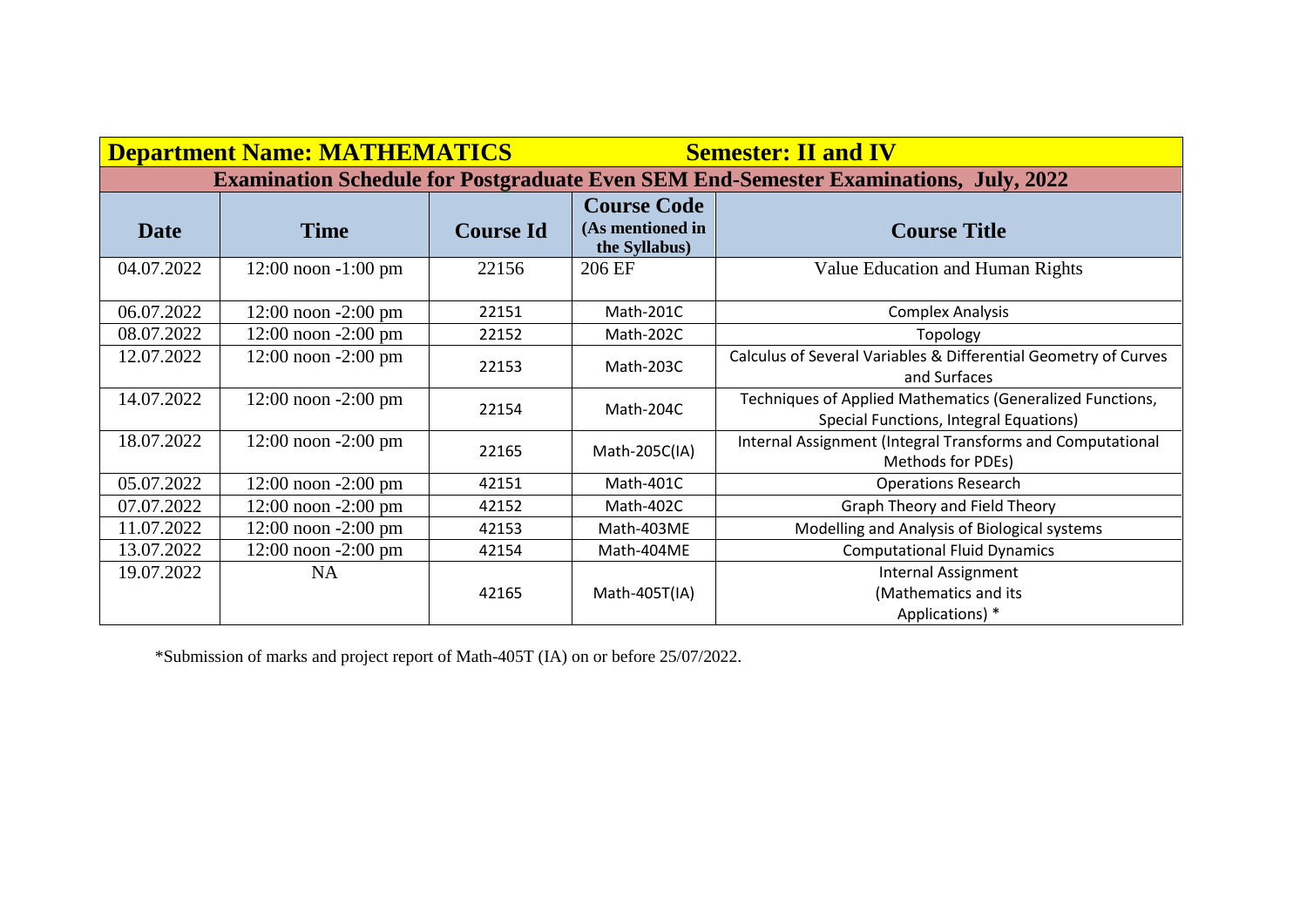| **Department Name: MATHEMATICS** | | | **Semester: II and IV** | |
|---|---|---|---|---|
| **Examination Schedule for Postgraduate Even SEM End-Semester Examinations, July, 2022** | | | | |
| **Date** | **Time** | **Course Id** | **Course Code (As mentioned in the Syllabus)** | **Course Title** |
| 04.07.2022 | 12:00 noon -1:00 pm | 22156 | 206 EF | Value Education and Human Rights |
| 06.07.2022 | 12:00 noon -2:00 pm | 22151 | Math-201C | Complex Analysis |
| 08.07.2022 | 12:00 noon -2:00 pm | 22152 | Math-202C | Topology |
| 12.07.2022 | 12:00 noon -2:00 pm | 22153 | Math-203C | Calculus of Several Variables & Differential Geometry of Curves and Surfaces |
| 14.07.2022 | 12:00 noon -2:00 pm | 22154 | Math-204C | Techniques of Applied Mathematics (Generalized Functions, Special Functions, Integral Equations) |
| 18.07.2022 | 12:00 noon -2:00 pm | 22165 | Math-205C(IA) | Internal Assignment (Integral Transforms and Computational Methods for PDEs) |
| 05.07.2022 | 12:00 noon -2:00 pm | 42151 | Math-401C | Operations Research |
| 07.07.2022 | 12:00 noon -2:00 pm | 42152 | Math-402C | Graph Theory and Field Theory |
| 11.07.2022 | 12:00 noon -2:00 pm | 42153 | Math-403ME | Modelling and Analysis of Biological systems |
| 13.07.2022 | 12:00 noon -2:00 pm | 42154 | Math-404ME | Computational Fluid Dynamics |
| 19.07.2022 | NA | 42165 | Math-405T(IA) | Internal Assignment (Mathematics and its Applications) * |

*Submission of marks and project report of Math-405T (IA) on or before 25/07/2022.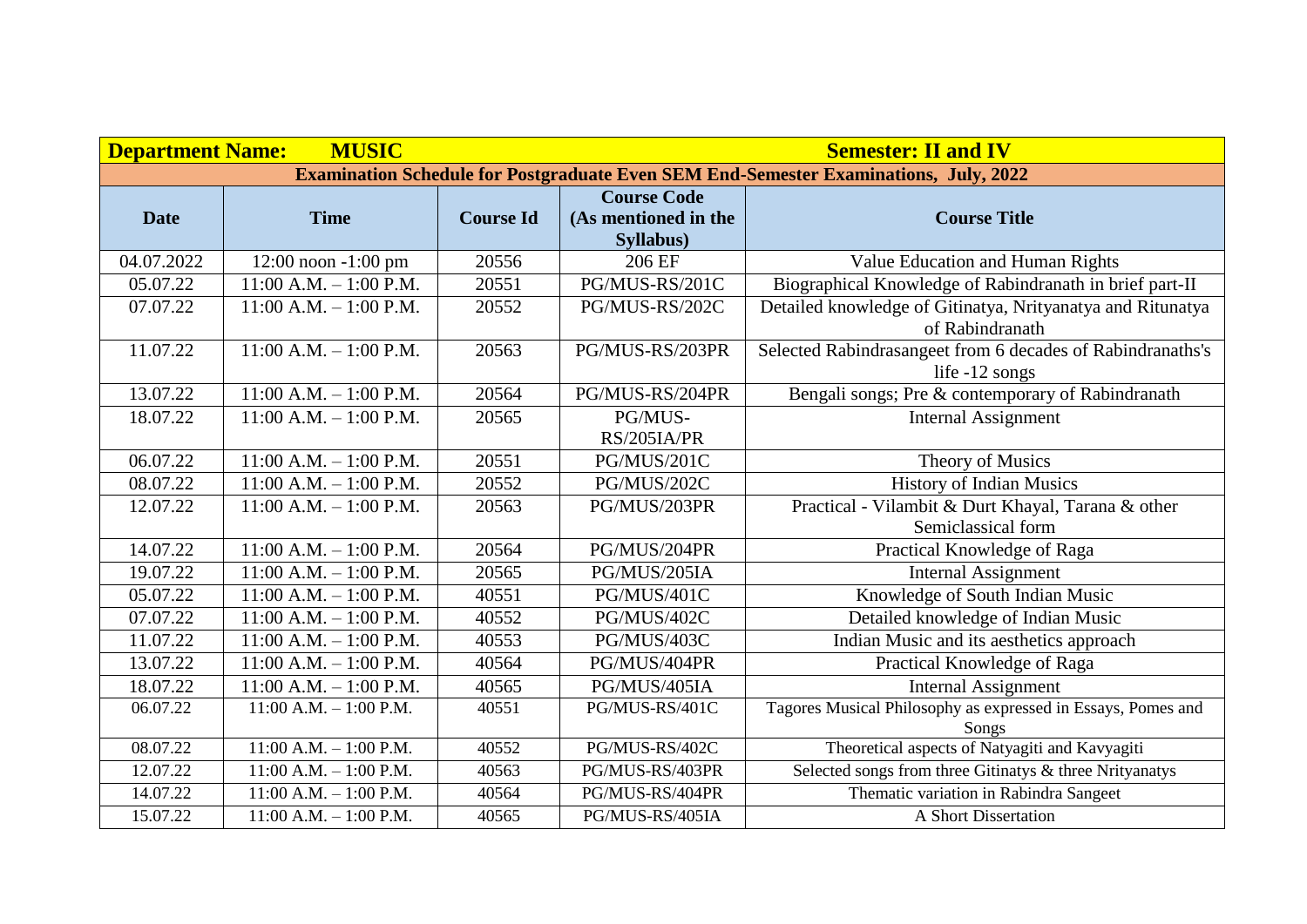| **Department Name: MUSIC** | | | | **Semester: II and IV** |
|---|---|---|---|---|
| **Examination Schedule for Postgraduate Even SEM End-Semester Examinations, July, 2022** | | | | |
| **Date** | **Time** | **Course Id** | **Course Code (As mentioned in the Syllabus)** | **Course Title** |
| 04.07.2022 | 12:00 noon -1:00 pm | 20556 | 206 EF | Value Education and Human Rights |
| 05.07.22 | 11:00 A.M. – 1:00 P.M. | 20551 | PG/MUS-RS/201C | Biographical Knowledge of Rabindranath in brief part-II |
| 07.07.22 | 11:00 A.M. – 1:00 P.M. | 20552 | PG/MUS-RS/202C | Detailed knowledge of Gitinatya, Nrityanatya and Ritunatya of Rabindranath |
| 11.07.22 | 11:00 A.M. – 1:00 P.M. | 20563 | PG/MUS-RS/203PR | Selected Rabindrasangeet from 6 decades of Rabindranaths's life -12 songs |
| 13.07.22 | 11:00 A.M. – 1:00 P.M. | 20564 | PG/MUS-RS/204PR | Bengali songs; Pre & contemporary of Rabindranath |
| 18.07.22 | 11:00 A.M. – 1:00 P.M. | 20565 | PG/MUS-RS/205IA/PR | Internal Assignment |
| 06.07.22 | 11:00 A.M. – 1:00 P.M. | 20551 | PG/MUS/201C | Theory of Musics |
| 08.07.22 | 11:00 A.M. – 1:00 P.M. | 20552 | PG/MUS/202C | History of Indian Musics |
| 12.07.22 | 11:00 A.M. – 1:00 P.M. | 20563 | PG/MUS/203PR | Practical - Vilambit & Durt Khayal, Tarana & other Semiclassical form |
| 14.07.22 | 11:00 A.M. – 1:00 P.M. | 20564 | PG/MUS/204PR | Practical Knowledge of Raga |
| 19.07.22 | 11:00 A.M. – 1:00 P.M. | 20565 | PG/MUS/205IA | Internal Assignment |
| 05.07.22 | 11:00 A.M. – 1:00 P.M. | 40551 | PG/MUS/401C | Knowledge of South Indian Music |
| 07.07.22 | 11:00 A.M. – 1:00 P.M. | 40552 | PG/MUS/402C | Detailed knowledge of Indian Music |
| 11.07.22 | 11:00 A.M. – 1:00 P.M. | 40553 | PG/MUS/403C | Indian Music and its aesthetics approach |
| 13.07.22 | 11:00 A.M. – 1:00 P.M. | 40564 | PG/MUS/404PR | Practical Knowledge of Raga |
| 18.07.22 | 11:00 A.M. – 1:00 P.M. | 40565 | PG/MUS/405IA | Internal Assignment |
| 06.07.22 | 11:00 A.M. – 1:00 P.M. | 40551 | PG/MUS-RS/401C | Tagores Musical Philosophy as expressed in Essays, Pomes and Songs |
| 08.07.22 | 11:00 A.M. – 1:00 P.M. | 40552 | PG/MUS-RS/402C | Theoretical aspects of Natyagiti and Kavyagiti |
| 12.07.22 | 11:00 A.M. – 1:00 P.M. | 40563 | PG/MUS-RS/403PR | Selected songs from three Gitinatys & three Nrityanatys |
| 14.07.22 | 11:00 A.M. – 1:00 P.M. | 40564 | PG/MUS-RS/404PR | Thematic variation in Rabindra Sangeet |
| 15.07.22 | 11:00 A.M. – 1:00 P.M. | 40565 | PG/MUS-RS/405IA | A Short Dissertation |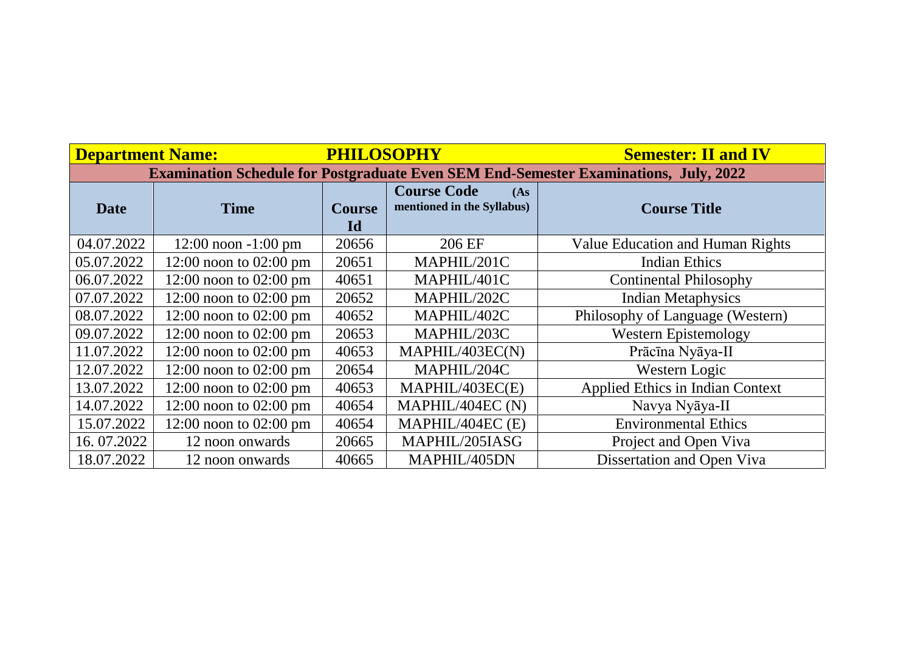| Department Name: | | PHILOSOPHY | | Semester: II and IV |
|---|---|---|---|---|
| Examination Schedule for Postgraduate Even SEM End-Semester Examinations, July, 2022 | | | | |
| **Date** | **Time** | **Course Id** | **Course Code** (As mentioned in the Syllabus) | **Course Title** |
| 04.07.2022 | 12:00 noon -1:00 pm | 20656 | 206 EF | Value Education and Human Rights |
| 05.07.2022 | 12:00 noon to 02:00 pm | 20651 | MAPHIL/201C | Indian Ethics |
| 06.07.2022 | 12:00 noon to 02:00 pm | 40651 | MAPHIL/401C | Continental Philosophy |
| 07.07.2022 | 12:00 noon to 02:00 pm | 20652 | MAPHIL/202C | Indian Metaphysics |
| 08.07.2022 | 12:00 noon to 02:00 pm | 40652 | MAPHIL/402C | Philosophy of Language (Western) |
| 09.07.2022 | 12:00 noon to 02:00 pm | 20653 | MAPHIL/203C | Western Epistemology |
| 11.07.2022 | 12:00 noon to 02:00 pm | 40653 | MAPHIL/403EC(N) | Prācīna Nyāya-II |
| 12.07.2022 | 12:00 noon to 02:00 pm | 20654 | MAPHIL/204C | Western Logic |
| 13.07.2022 | 12:00 noon to 02:00 pm | 40653 | MAPHIL/403EC(E) | Applied Ethics in Indian Context |
| 14.07.2022 | 12:00 noon to 02:00 pm | 40654 | MAPHIL/404EC (N) | Navya Nyāya-II |
| 15.07.2022 | 12:00 noon to 02:00 pm | 40654 | MAPHIL/404EC (E) | Environmental Ethics |
| 16. 07.2022 | 12 noon onwards | 20665 | MAPHIL/205IASG | Project and Open Viva |
| 18.07.2022 | 12 noon onwards | 40665 | MAPHIL/405DN | Dissertation and Open Viva |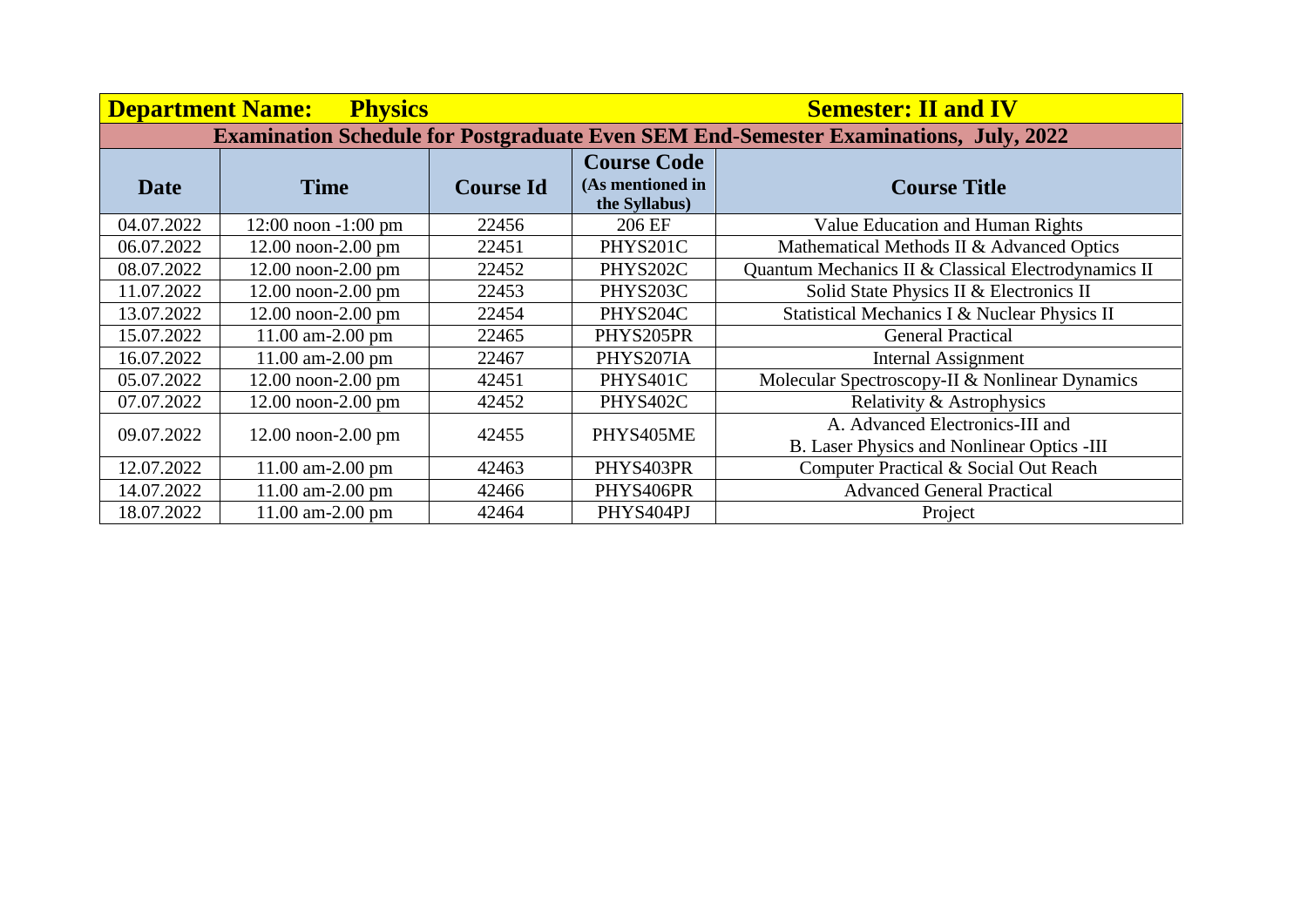| Department Name: Physics | | | Semester: II and IV | |
|---|---|---|---|---|
| **Examination Schedule for Postgraduate Even SEM End-Semester Examinations, July, 2022** | | | | |
| **Date** | **Time** | **Course Id** | **Course Code** (As mentioned in the Syllabus) | **Course Title** |
| 04.07.2022 | 12:00 noon -1:00 pm | 22456 | 206 EF | Value Education and Human Rights |
| 06.07.2022 | 12.00 noon-2.00 pm | 22451 | PHYS201C | Mathematical Methods II & Advanced Optics |
| 08.07.2022 | 12.00 noon-2.00 pm | 22452 | PHYS202C | Quantum Mechanics II & Classical Electrodynamics II |
| 11.07.2022 | 12.00 noon-2.00 pm | 22453 | PHYS203C | Solid State Physics II & Electronics II |
| 13.07.2022 | 12.00 noon-2.00 pm | 22454 | PHYS204C | Statistical Mechanics I & Nuclear Physics II |
| 15.07.2022 | 11.00 am-2.00 pm | 22465 | PHYS205PR | General Practical |
| 16.07.2022 | 11.00 am-2.00 pm | 22467 | PHYS207IA | Internal Assignment |
| 05.07.2022 | 12.00 noon-2.00 pm | 42451 | PHYS401C | Molecular Spectroscopy-II & Nonlinear Dynamics |
| 07.07.2022 | 12.00 noon-2.00 pm | 42452 | PHYS402C | Relativity & Astrophysics |
| 09.07.2022 | 12.00 noon-2.00 pm | 42455 | PHYS405ME | A. Advanced Electronics-III and B. Laser Physics and Nonlinear Optics -III |
| 12.07.2022 | 11.00 am-2.00 pm | 42463 | PHYS403PR | Computer Practical & Social Out Reach |
| 14.07.2022 | 11.00 am-2.00 pm | 42466 | PHYS406PR | Advanced General Practical |
| 18.07.2022 | 11.00 am-2.00 pm | 42464 | PHYS404PJ | Project |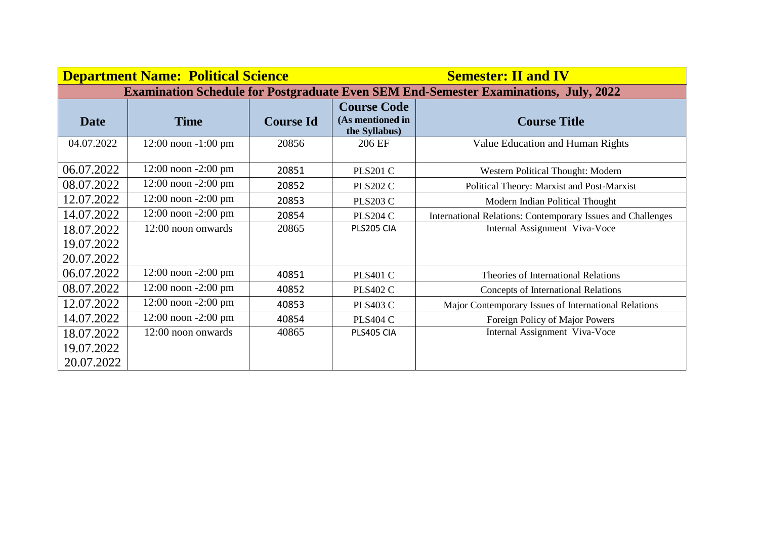| Department Name: Political Science | | | Semester: II and IV | |
|---|---|---|---|---|
| **Examination Schedule for Postgraduate Even SEM End-Semester Examinations, July, 2022** | | | | |
| **Date** | **Time** | **Course Id** | **Course Code (As mentioned in the Syllabus)** | **Course Title** |
| 04.07.2022 | 12:00 noon -1:00 pm | 20856 | 206 EF | Value Education and Human Rights |
| 06.07.2022 | 12:00 noon -2:00 pm | 20851 | PLS201 C | Western Political Thought: Modern |
| 08.07.2022 | 12:00 noon -2:00 pm | 20852 | PLS202 C | Political Theory: Marxist and Post-Marxist |
| 12.07.2022 | 12:00 noon -2:00 pm | 20853 | PLS203 C | Modern Indian Political Thought |
| 14.07.2022 | 12:00 noon -2:00 pm | 20854 | PLS204 C | International Relations: Contemporary Issues and Challenges |
| 18.07.2022<br>19.07.2022<br>20.07.2022 | 12:00 noon onwards | 20865 | PLS205 CIA | Internal Assignment Viva-Voce |
| 06.07.2022 | 12:00 noon -2:00 pm | 40851 | PLS401 C | Theories of International Relations |
| 08.07.2022 | 12:00 noon -2:00 pm | 40852 | PLS402 C | Concepts of International Relations |
| 12.07.2022 | 12:00 noon -2:00 pm | 40853 | PLS403 C | Major Contemporary Issues of International Relations |
| 14.07.2022 | 12:00 noon -2:00 pm | 40854 | PLS404 C | Foreign Policy of Major Powers |
| 18.07.2022<br>19.07.2022<br>20.07.2022 | 12:00 noon onwards | 40865 | PLS405 CIA | Internal Assignment Viva-Voce |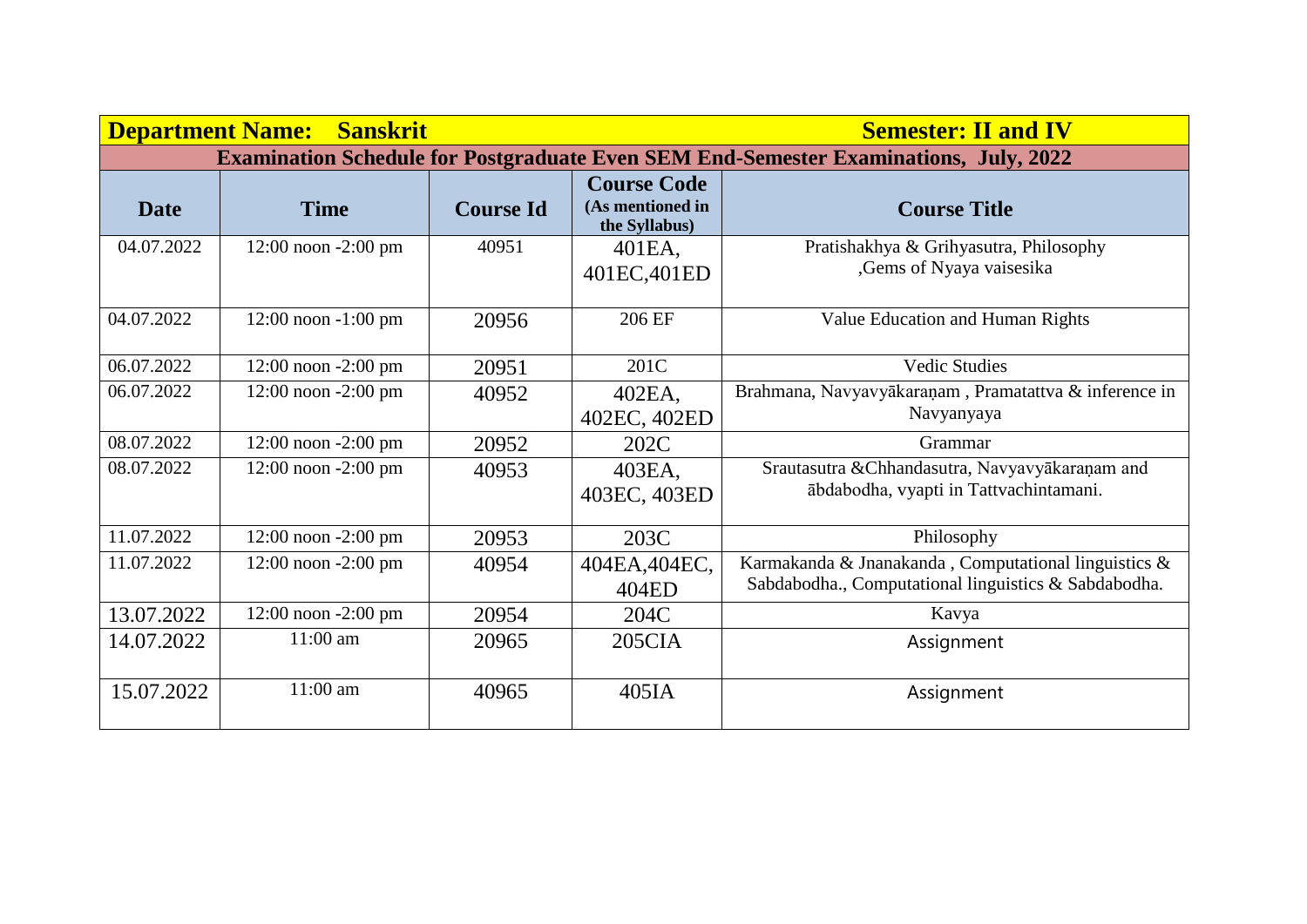| **Department Name: Sanskrit** | | | | **Semester: II and IV** |
|---|---|---|---|---|
| **Examination Schedule for Postgraduate Even SEM End-Semester Examinations, July, 2022** | | | | |
| **Date** | **Time** | **Course Id** | **Course Code (As mentioned in the Syllabus)** | **Course Title** |
| 04.07.2022 | 12:00 noon -2:00 pm | 40951 | 401EA, 401EC,401ED | Pratishakhya & Grihyasutra, Philosophy ,Gems of Nyaya vaisesika |
| 04.07.2022 | 12:00 noon -1:00 pm | 20956 | 206 EF | Value Education and Human Rights |
| 06.07.2022 | 12:00 noon -2:00 pm | 20951 | 201C | Vedic Studies |
| 06.07.2022 | 12:00 noon -2:00 pm | 40952 | 402EA, 402EC, 402ED | Brahmana, Navyavyākaraṇam , Pramatattva & inference in Navyanyaya |
| 08.07.2022 | 12:00 noon -2:00 pm | 20952 | 202C | Grammar |
| 08.07.2022 | 12:00 noon -2:00 pm | 40953 | 403EA, 403EC, 403ED | Srautasutra &Chhandasutra, Navyavyākaraṇam and ābdabodha, vyapti in Tattvachintamani. |
| 11.07.2022 | 12:00 noon -2:00 pm | 20953 | 203C | Philosophy |
| 11.07.2022 | 12:00 noon -2:00 pm | 40954 | 404EA,404EC, 404ED | Karmakanda & Jnanakanda , Computational linguistics & Sabdabodha., Computational linguistics & Sabdabodha. |
| 13.07.2022 | 12:00 noon -2:00 pm | 20954 | 204C | Kavya |
| 14.07.2022 | 11:00 am | 20965 | 205CIA | Assignment |
| 15.07.2022 | 11:00 am | 40965 | 405IA | Assignment |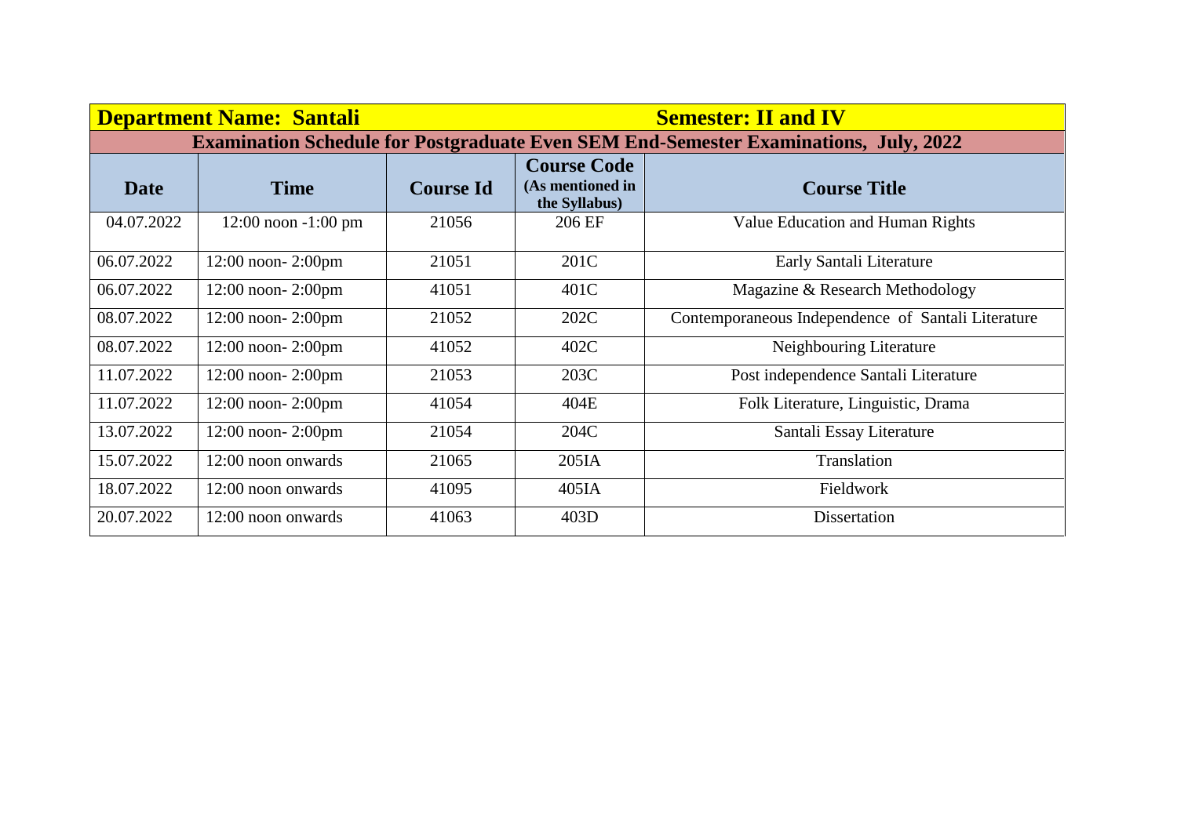| **Department Name: Santali** | | | **Semester: II and IV** | |
|---|---|---|---|---|
| **Examination Schedule for Postgraduate Even SEM End-Semester Examinations, July, 2022** | | | | |
| **Date** | **Time** | **Course Id** | **Course Code (As mentioned in the Syllabus)** | **Course Title** |
| 04.07.2022 | 12:00 noon -1:00 pm | 21056 | 206 EF | Value Education and Human Rights |
| 06.07.2022 | 12:00 noon- 2:00pm | 21051 | 201C | Early Santali Literature |
| 06.07.2022 | 12:00 noon- 2:00pm | 41051 | 401C | Magazine & Research Methodology |
| 08.07.2022 | 12:00 noon- 2:00pm | 21052 | 202C | Contemporaneous Independence of Santali Literature |
| 08.07.2022 | 12:00 noon- 2:00pm | 41052 | 402C | Neighbouring Literature |
| 11.07.2022 | 12:00 noon- 2:00pm | 21053 | 203C | Post independence Santali Literature |
| 11.07.2022 | 12:00 noon- 2:00pm | 41054 | 404E | Folk Literature, Linguistic, Drama |
| 13.07.2022 | 12:00 noon- 2:00pm | 21054 | 204C | Santali Essay Literature |
| 15.07.2022 | 12:00 noon onwards | 21065 | 205IA | Translation |
| 18.07.2022 | 12:00 noon onwards | 41095 | 405IA | Fieldwork |
| 20.07.2022 | 12:00 noon onwards | 41063 | 403D | Dissertation |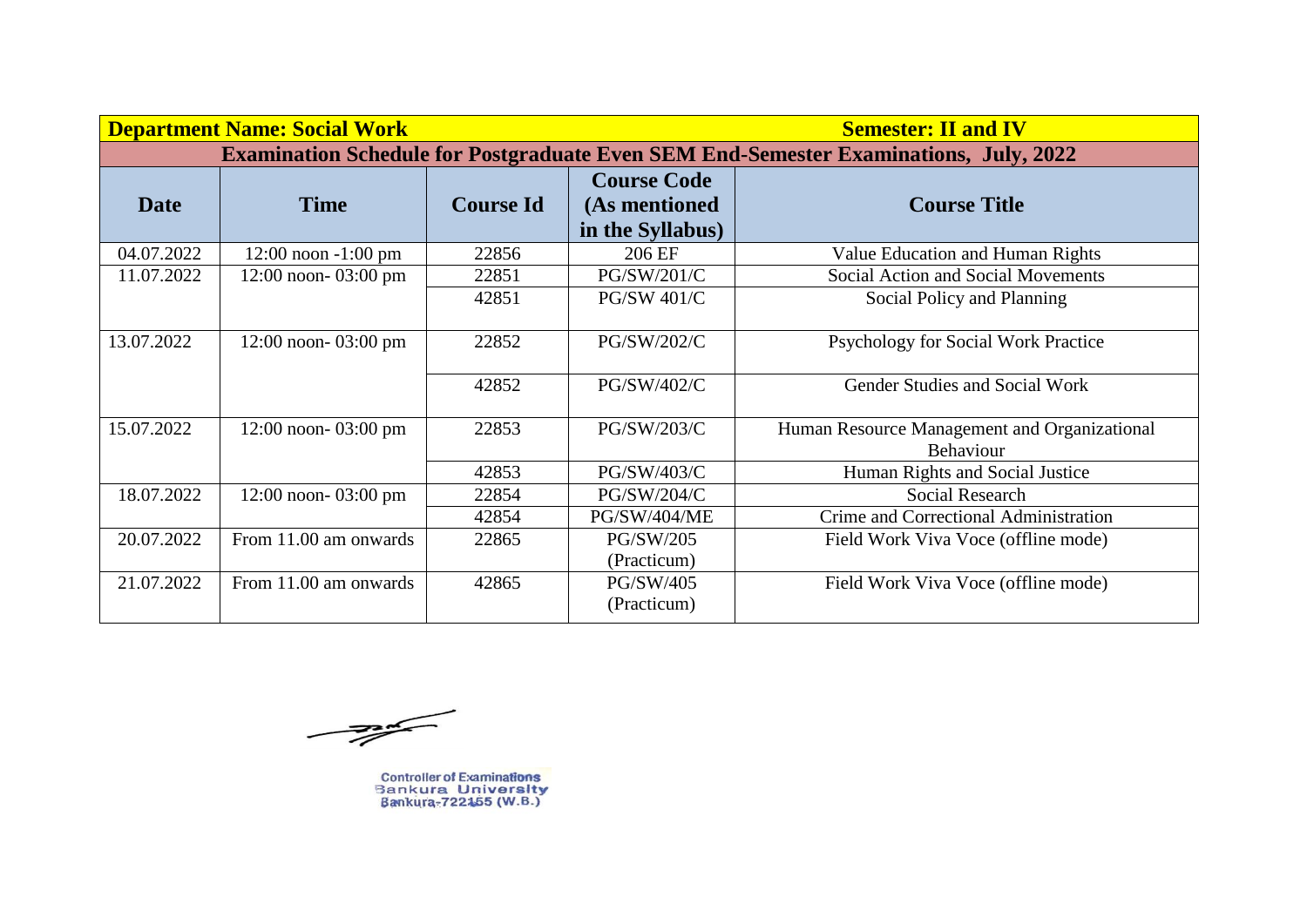| **Department Name: Social Work** | | | **Semester: II and IV** | |
|---|---|---|---|---|
| **Examination Schedule for Postgraduate Even SEM End-Semester Examinations, July, 2022** | | | | |
| **Date** | **Time** | **Course Id** | **Course Code (As mentioned in the Syllabus)** | **Course Title** |
| 04.07.2022 | 12:00 noon -1:00 pm | 22856 | 206 EF | Value Education and Human Rights |
| 11.07.2022 | 12:00 noon- 03:00 pm | 22851 | PG/SW/201/C | Social Action and Social Movements |
| | | 42851 | PG/SW 401/C | Social Policy and Planning |
| 13.07.2022 | 12:00 noon- 03:00 pm | 22852 | PG/SW/202/C | Psychology for Social Work Practice |
| | | 42852 | PG/SW/402/C | Gender Studies and Social Work |
| 15.07.2022 | 12:00 noon- 03:00 pm | 22853 | PG/SW/203/C | Human Resource Management and Organizational Behaviour |
| | | 42853 | PG/SW/403/C | Human Rights and Social Justice |
| 18.07.2022 | 12:00 noon- 03:00 pm | 22854 | PG/SW/204/C | Social Research |
| | | 42854 | PG/SW/404/ME | Crime and Correctional Administration |
| 20.07.2022 | From 11.00 am onwards | 22865 | PG/SW/205 (Practicum) | Field Work Viva Voce (offline mode) |
| 21.07.2022 | From 11.00 am onwards | 42865 | PG/SW/405 (Practicum) | Field Work Viva Voce (offline mode) |

Controller of Examinations
Bankura University
Bankura-722155 (W.B.)